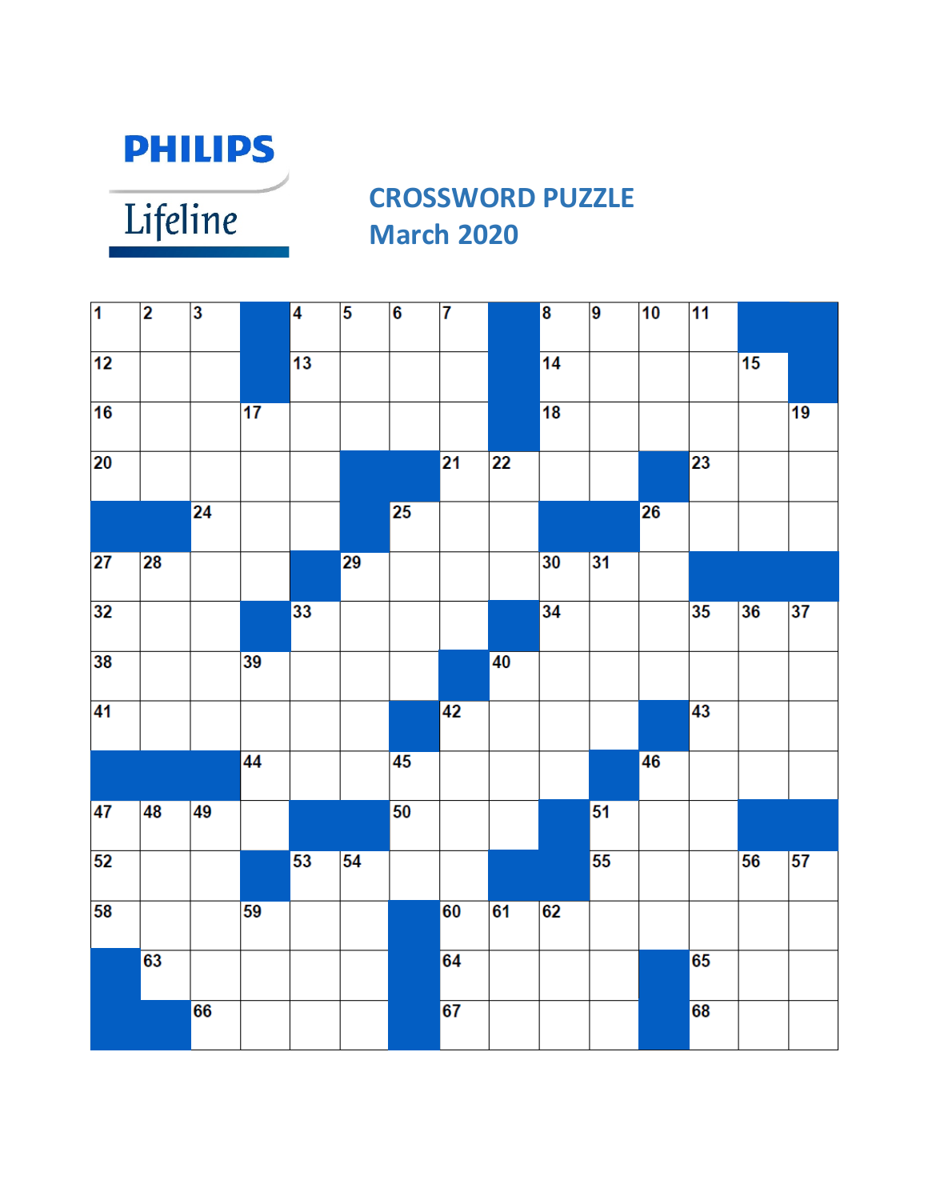PHILIPS

Lifeline

## CROSSWORD PUZZLE
## March 2020

| | | | | | | | | | | | | | | |
|---|---|---|---|---|---|---|---|---|---|---|---|---|---|---|
| 1 | 2 | 3 | ■ | 4 | 5 | 6 | 7 | ■ | 8 | 9 | 10 | 11 | ■ | ■ |
| 12 | | | ■ | 13 | | | | ■ | 14 | | | | 15 | ■ |
| 16 | | | 17 | | | | | ■ | 18 | | | | | 19 |
| 20 | | | | | ■ | ■ | 21 | 22 | | | ■ | 23 | | |
| ■ | ■ | 24 | | | ■ | 25 | | | ■ | ■ | 26 | | | |
| 27 | 28 | | | ■ | 29 | | | | 30 | 31 | | ■ | ■ | ■ |
| 32 | | | ■ | 33 | | | | ■ | 34 | | | 35 | 36 | 37 |
| 38 | | | 39 | | | | ■ | 40 | | | | | | |
| 41 | | | | | | ■ | 42 | | | | ■ | 43 | | |
| ■ | ■ | ■ | 44 | | | 45 | | | | ■ | 46 | | | |
| 47 | 48 | 49 | | ■ | ■ | 50 | | | ■ | 51 | | | ■ | ■ |
| 52 | | | ■ | 53 | 54 | | | ■ | ■ | 55 | | | 56 | 57 |
| 58 | | | 59 | | | ■ | 60 | 61 | 62 | | | | | |
| ■ | 63 | | | | | ■ | 64 | | | | ■ | 65 | | |
| ■ | ■ | 66 | | | | ■ | 67 | | | | ■ | 68 | | |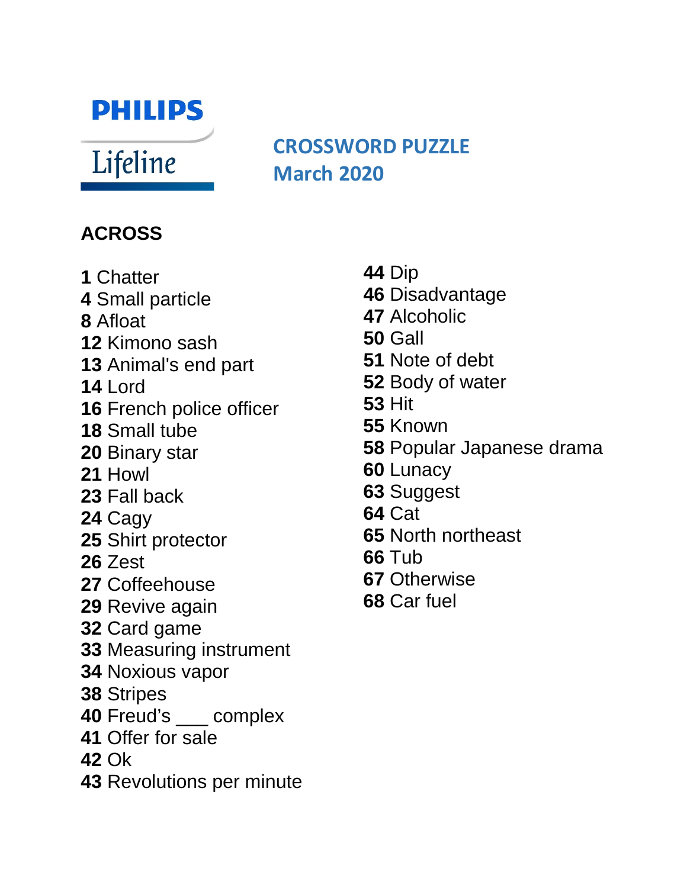PHILIPS

Lifeline

## CROSSWORD PUZZLE
## March 2020

### ACROSS

**1** Chatter
**4** Small particle
**8** Afloat
**12** Kimono sash
**13** Animal's end part
**14** Lord
**16** French police officer
**18** Small tube
**20** Binary star
**21** Howl
**23** Fall back
**24** Cagy
**25** Shirt protector
**26** Zest
**27** Coffeehouse
**29** Revive again
**32** Card game
**33** Measuring instrument
**34** Noxious vapor
**38** Stripes
**40** Freud's ___ complex
**41** Offer for sale
**42** Ok
**43** Revolutions per minute
**44** Dip
**46** Disadvantage
**47** Alcoholic
**50** Gall
**51** Note of debt
**52** Body of water
**53** Hit
**55** Known
**58** Popular Japanese drama
**60** Lunacy
**63** Suggest
**64** Cat
**65** North northeast
**66** Tub
**67** Otherwise
**68** Car fuel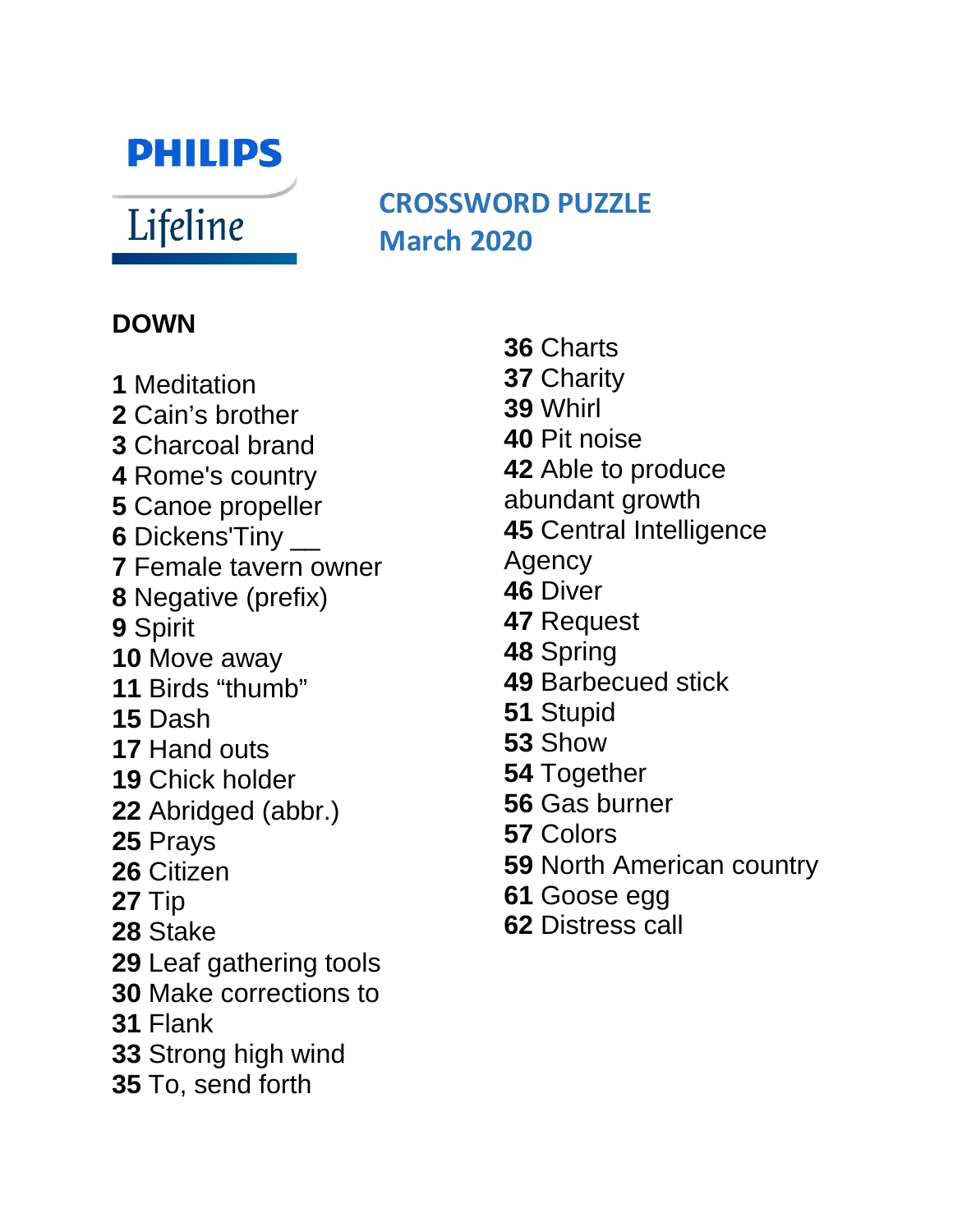PHILIPS

Lifeline

# CROSSWORD PUZZLE
# March 2020

## DOWN

**1** Meditation
**2** Cain's brother
**3** Charcoal brand
**4** Rome's country
**5** Canoe propeller
**6** Dickens'Tiny __
**7** Female tavern owner
**8** Negative (prefix)
**9** Spirit
**10** Move away
**11** Birds "thumb"
**15** Dash
**17** Hand outs
**19** Chick holder
**22** Abridged (abbr.)
**25** Prays
**26** Citizen
**27** Tip
**28** Stake
**29** Leaf gathering tools
**30** Make corrections to
**31** Flank
**33** Strong high wind
**35** To, send forth
**36** Charts
**37** Charity
**39** Whirl
**40** Pit noise
**42** Able to produce abundant growth
**45** Central Intelligence Agency
**46** Diver
**47** Request
**48** Spring
**49** Barbecued stick
**51** Stupid
**53** Show
**54** Together
**56** Gas burner
**57** Colors
**59** North American country
**61** Goose egg
**62** Distress call